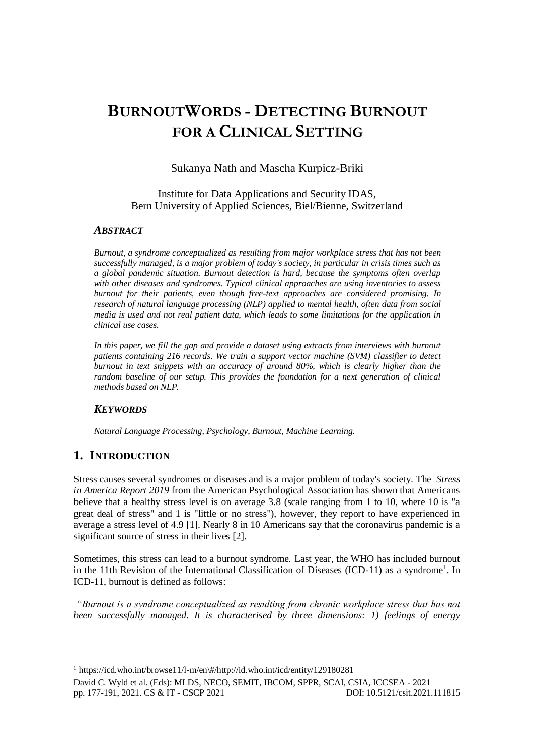# BURNOUTWORDS - DETECTING BURNOUT FOR A CLINICAL SETTING

Sukanya Nath and Mascha Kurpicz-Briki

Institute for Data Applications and Security IDAS,
Bern University of Applied Sciences, Biel/Bienne, Switzerland

### *ABSTRACT*

*Burnout, a syndrome conceptualized as resulting from major workplace stress that has not been successfully managed, is a major problem of today's society, in particular in crisis times such as a global pandemic situation. Burnout detection is hard, because the symptoms often overlap with other diseases and syndromes. Typical clinical approaches are using inventories to assess burnout for their patients, even though free-text approaches are considered promising. In research of natural language processing (NLP) applied to mental health, often data from social media is used and not real patient data, which leads to some limitations for the application in clinical use cases.*

*In this paper, we fill the gap and provide a dataset using extracts from interviews with burnout patients containing 216 records. We train a support vector machine (SVM) classifier to detect burnout in text snippets with an accuracy of around 80%, which is clearly higher than the random baseline of our setup. This provides the foundation for a next generation of clinical methods based on NLP.*

### *KEYWORDS*

*Natural Language Processing, Psychology, Burnout, Machine Learning.*

## 1. INTRODUCTION

Stress causes several syndromes or diseases and is a major problem of today's society. The *Stress in America Report 2019* from the American Psychological Association has shown that Americans believe that a healthy stress level is on average 3.8 (scale ranging from 1 to 10, where 10 is "a great deal of stress" and 1 is "little or no stress"), however, they report to have experienced in average a stress level of 4.9 [1]. Nearly 8 in 10 Americans say that the coronavirus pandemic is a significant source of stress in their lives [2].

Sometimes, this stress can lead to a burnout syndrome. Last year, the WHO has included burnout in the 11th Revision of the International Classification of Diseases (ICD-11) as a syndrome[1]. In ICD-11, burnout is defined as follows:

*"Burnout is a syndrome conceptualized as resulting from chronic workplace stress that has not been successfully managed. It is characterised by three dimensions: 1) feelings of energy*

---

[1] https://icd.who.int/browse11/l-m/en#/http://id.who.int/icd/entity/129180281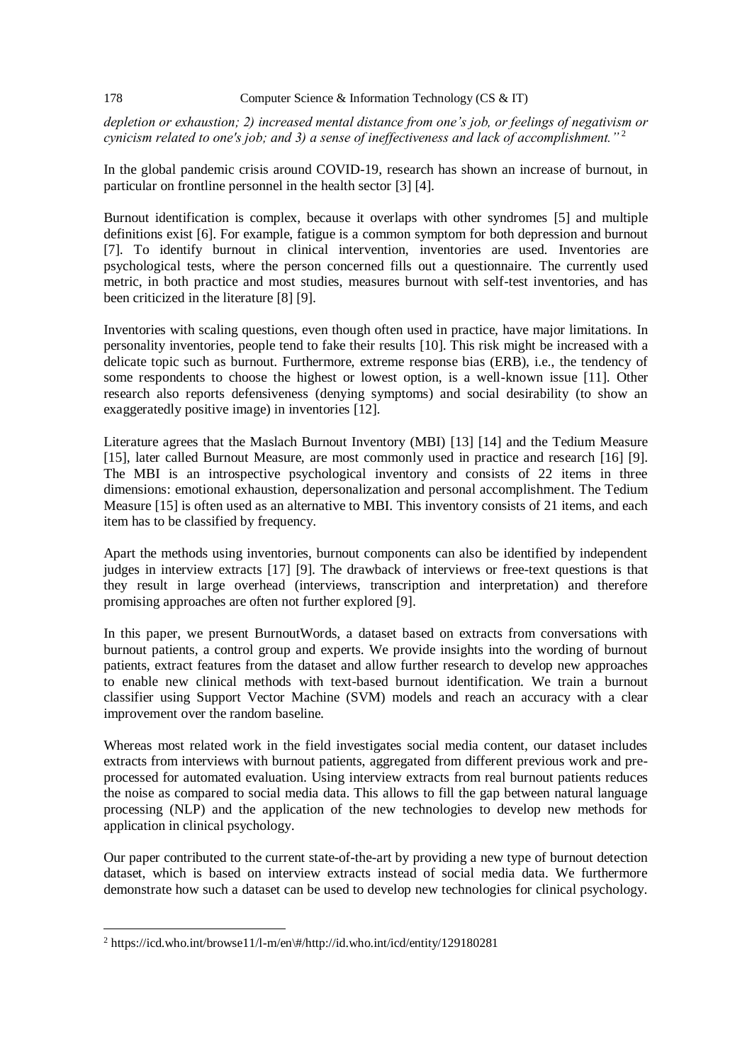*depletion or exhaustion; 2) increased mental distance from one's job, or feelings of negativism or cynicism related to one's job; and 3) a sense of ineffectiveness and lack of accomplishment."* [2]

In the global pandemic crisis around COVID-19, research has shown an increase of burnout, in particular on frontline personnel in the health sector [3] [4].

Burnout identification is complex, because it overlaps with other syndromes [5] and multiple definitions exist [6]. For example, fatigue is a common symptom for both depression and burnout [7]. To identify burnout in clinical intervention, inventories are used. Inventories are psychological tests, where the person concerned fills out a questionnaire. The currently used metric, in both practice and most studies, measures burnout with self-test inventories, and has been criticized in the literature [8] [9].

Inventories with scaling questions, even though often used in practice, have major limitations. In personality inventories, people tend to fake their results [10]. This risk might be increased with a delicate topic such as burnout. Furthermore, extreme response bias (ERB), i.e., the tendency of some respondents to choose the highest or lowest option, is a well-known issue [11]. Other research also reports defensiveness (denying symptoms) and social desirability (to show an exaggeratedly positive image) in inventories [12].

Literature agrees that the Maslach Burnout Inventory (MBI) [13] [14] and the Tedium Measure [15], later called Burnout Measure, are most commonly used in practice and research [16] [9]. The MBI is an introspective psychological inventory and consists of 22 items in three dimensions: emotional exhaustion, depersonalization and personal accomplishment. The Tedium Measure [15] is often used as an alternative to MBI. This inventory consists of 21 items, and each item has to be classified by frequency.

Apart the methods using inventories, burnout components can also be identified by independent judges in interview extracts [17] [9]. The drawback of interviews or free-text questions is that they result in large overhead (interviews, transcription and interpretation) and therefore promising approaches are often not further explored [9].

In this paper, we present BurnoutWords, a dataset based on extracts from conversations with burnout patients, a control group and experts. We provide insights into the wording of burnout patients, extract features from the dataset and allow further research to develop new approaches to enable new clinical methods with text-based burnout identification. We train a burnout classifier using Support Vector Machine (SVM) models and reach an accuracy with a clear improvement over the random baseline.

Whereas most related work in the field investigates social media content, our dataset includes extracts from interviews with burnout patients, aggregated from different previous work and pre-processed for automated evaluation. Using interview extracts from real burnout patients reduces the noise as compared to social media data. This allows to fill the gap between natural language processing (NLP) and the application of the new technologies to develop new methods for application in clinical psychology.

Our paper contributed to the current state-of-the-art by providing a new type of burnout detection dataset, which is based on interview extracts instead of social media data. We furthermore demonstrate how such a dataset can be used to develop new technologies for clinical psychology.

[2] https://icd.who.int/browse11/l-m/en\#/http://id.who.int/icd/entity/129180281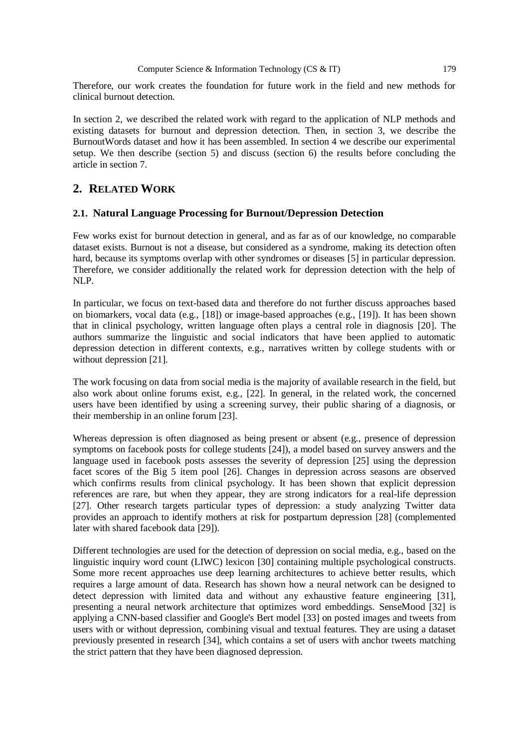Therefore, our work creates the foundation for future work in the field and new methods for clinical burnout detection.

In section 2, we described the related work with regard to the application of NLP methods and existing datasets for burnout and depression detection. Then, in section 3, we describe the BurnoutWords dataset and how it has been assembled. In section 4 we describe our experimental setup. We then describe (section 5) and discuss (section 6) the results before concluding the article in section 7.

## 2. RELATED WORK

### 2.1. Natural Language Processing for Burnout/Depression Detection

Few works exist for burnout detection in general, and as far as of our knowledge, no comparable dataset exists. Burnout is not a disease, but considered as a syndrome, making its detection often hard, because its symptoms overlap with other syndromes or diseases [5] in particular depression. Therefore, we consider additionally the related work for depression detection with the help of NLP.

In particular, we focus on text-based data and therefore do not further discuss approaches based on biomarkers, vocal data (e.g., [18]) or image-based approaches (e.g., [19]). It has been shown that in clinical psychology, written language often plays a central role in diagnosis [20]. The authors summarize the linguistic and social indicators that have been applied to automatic depression detection in different contexts, e.g., narratives written by college students with or without depression [21].

The work focusing on data from social media is the majority of available research in the field, but also work about online forums exist, e.g., [22]. In general, in the related work, the concerned users have been identified by using a screening survey, their public sharing of a diagnosis, or their membership in an online forum [23].

Whereas depression is often diagnosed as being present or absent (e.g., presence of depression symptoms on facebook posts for college students [24]), a model based on survey answers and the language used in facebook posts assesses the severity of depression [25] using the depression facet scores of the Big 5 item pool [26]. Changes in depression across seasons are observed which confirms results from clinical psychology. It has been shown that explicit depression references are rare, but when they appear, they are strong indicators for a real-life depression [27]. Other research targets particular types of depression: a study analyzing Twitter data provides an approach to identify mothers at risk for postpartum depression [28] (complemented later with shared facebook data [29]).

Different technologies are used for the detection of depression on social media, e.g., based on the linguistic inquiry word count (LIWC) lexicon [30] containing multiple psychological constructs. Some more recent approaches use deep learning architectures to achieve better results, which requires a large amount of data. Research has shown how a neural network can be designed to detect depression with limited data and without any exhaustive feature engineering [31], presenting a neural network architecture that optimizes word embeddings. SenseMood [32] is applying a CNN-based classifier and Google's Bert model [33] on posted images and tweets from users with or without depression, combining visual and textual features. They are using a dataset previously presented in research [34], which contains a set of users with anchor tweets matching the strict pattern that they have been diagnosed depression.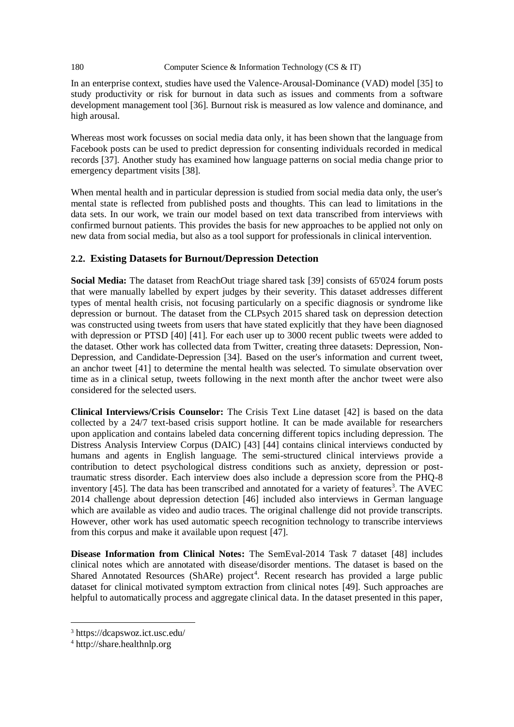In an enterprise context, studies have used the Valence-Arousal-Dominance (VAD) model [35] to study productivity or risk for burnout in data such as issues and comments from a software development management tool [36]. Burnout risk is measured as low valence and dominance, and high arousal.

Whereas most work focusses on social media data only, it has been shown that the language from Facebook posts can be used to predict depression for consenting individuals recorded in medical records [37]. Another study has examined how language patterns on social media change prior to emergency department visits [38].

When mental health and in particular depression is studied from social media data only, the user's mental state is reflected from published posts and thoughts. This can lead to limitations in the data sets. In our work, we train our model based on text data transcribed from interviews with confirmed burnout patients. This provides the basis for new approaches to be applied not only on new data from social media, but also as a tool support for professionals in clinical intervention.

### 2.2. Existing Datasets for Burnout/Depression Detection

**Social Media:** The dataset from ReachOut triage shared task [39] consists of 65'024 forum posts that were manually labelled by expert judges by their severity. This dataset addresses different types of mental health crisis, not focusing particularly on a specific diagnosis or syndrome like depression or burnout. The dataset from the CLPsych 2015 shared task on depression detection was constructed using tweets from users that have stated explicitly that they have been diagnosed with depression or PTSD [40] [41]. For each user up to 3000 recent public tweets were added to the dataset. Other work has collected data from Twitter, creating three datasets: Depression, Non-Depression, and Candidate-Depression [34]. Based on the user's information and current tweet, an anchor tweet [41] to determine the mental health was selected. To simulate observation over time as in a clinical setup, tweets following in the next month after the anchor tweet were also considered for the selected users.

**Clinical Interviews/Crisis Counselor:** The Crisis Text Line dataset [42] is based on the data collected by a 24/7 text-based crisis support hotline. It can be made available for researchers upon application and contains labeled data concerning different topics including depression. The Distress Analysis Interview Corpus (DAIC) [43] [44] contains clinical interviews conducted by humans and agents in English language. The semi-structured clinical interviews provide a contribution to detect psychological distress conditions such as anxiety, depression or post-traumatic stress disorder. Each interview does also include a depression score from the PHQ-8 inventory [45]. The data has been transcribed and annotated for a variety of features[3]. The AVEC 2014 challenge about depression detection [46] included also interviews in German language which are available as video and audio traces. The original challenge did not provide transcripts. However, other work has used automatic speech recognition technology to transcribe interviews from this corpus and make it available upon request [47].

**Disease Information from Clinical Notes:** The SemEval-2014 Task 7 dataset [48] includes clinical notes which are annotated with disease/disorder mentions. The dataset is based on the Shared Annotated Resources (ShARe) project[4]. Recent research has provided a large public dataset for clinical motivated symptom extraction from clinical notes [49]. Such approaches are helpful to automatically process and aggregate clinical data. In the dataset presented in this paper,

---

[3] https://dcapswoz.ict.usc.edu/

[4] http://share.healthnlp.org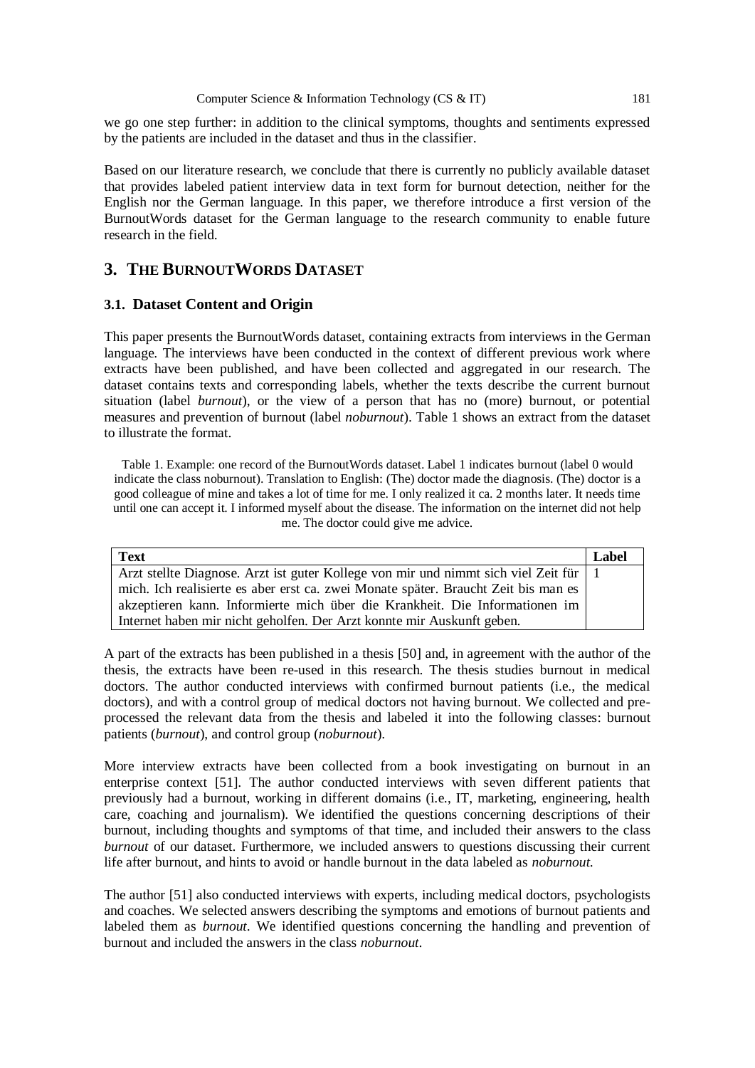we go one step further: in addition to the clinical symptoms, thoughts and sentiments expressed by the patients are included in the dataset and thus in the classifier.

Based on our literature research, we conclude that there is currently no publicly available dataset that provides labeled patient interview data in text form for burnout detection, neither for the English nor the German language. In this paper, we therefore introduce a first version of the BurnoutWords dataset for the German language to the research community to enable future research in the field.

## 3. THE BURNOUTWORDS DATASET

### 3.1. Dataset Content and Origin

This paper presents the BurnoutWords dataset, containing extracts from interviews in the German language. The interviews have been conducted in the context of different previous work where extracts have been published, and have been collected and aggregated in our research. The dataset contains texts and corresponding labels, whether the texts describe the current burnout situation (label *burnout*), or the view of a person that has no (more) burnout, or potential measures and prevention of burnout (label *noburnout*). Table 1 shows an extract from the dataset to illustrate the format.

Table 1. Example: one record of the BurnoutWords dataset. Label 1 indicates burnout (label 0 would indicate the class noburnout). Translation to English: (The) doctor made the diagnosis. (The) doctor is a good colleague of mine and takes a lot of time for me. I only realized it ca. 2 months later. It needs time until one can accept it. I informed myself about the disease. The information on the internet did not help me. The doctor could give me advice.

| Text | Label |
|---|---|
| Arzt stellte Diagnose. Arzt ist guter Kollege von mir und nimmt sich viel Zeit für mich. Ich realisierte es aber erst ca. zwei Monate später. Braucht Zeit bis man es akzeptieren kann. Informierte mich über die Krankheit. Die Informationen im Internet haben mir nicht geholfen. Der Arzt konnte mir Auskunft geben. | 1 |

A part of the extracts has been published in a thesis [50] and, in agreement with the author of the thesis, the extracts have been re-used in this research. The thesis studies burnout in medical doctors. The author conducted interviews with confirmed burnout patients (i.e., the medical doctors), and with a control group of medical doctors not having burnout. We collected and pre-processed the relevant data from the thesis and labeled it into the following classes: burnout patients (*burnout*), and control group (*noburnout*).

More interview extracts have been collected from a book investigating on burnout in an enterprise context [51]. The author conducted interviews with seven different patients that previously had a burnout, working in different domains (i.e., IT, marketing, engineering, health care, coaching and journalism). We identified the questions concerning descriptions of their burnout, including thoughts and symptoms of that time, and included their answers to the class *burnout* of our dataset. Furthermore, we included answers to questions discussing their current life after burnout, and hints to avoid or handle burnout in the data labeled as *noburnout*.

The author [51] also conducted interviews with experts, including medical doctors, psychologists and coaches. We selected answers describing the symptoms and emotions of burnout patients and labeled them as *burnout*. We identified questions concerning the handling and prevention of burnout and included the answers in the class *noburnout*.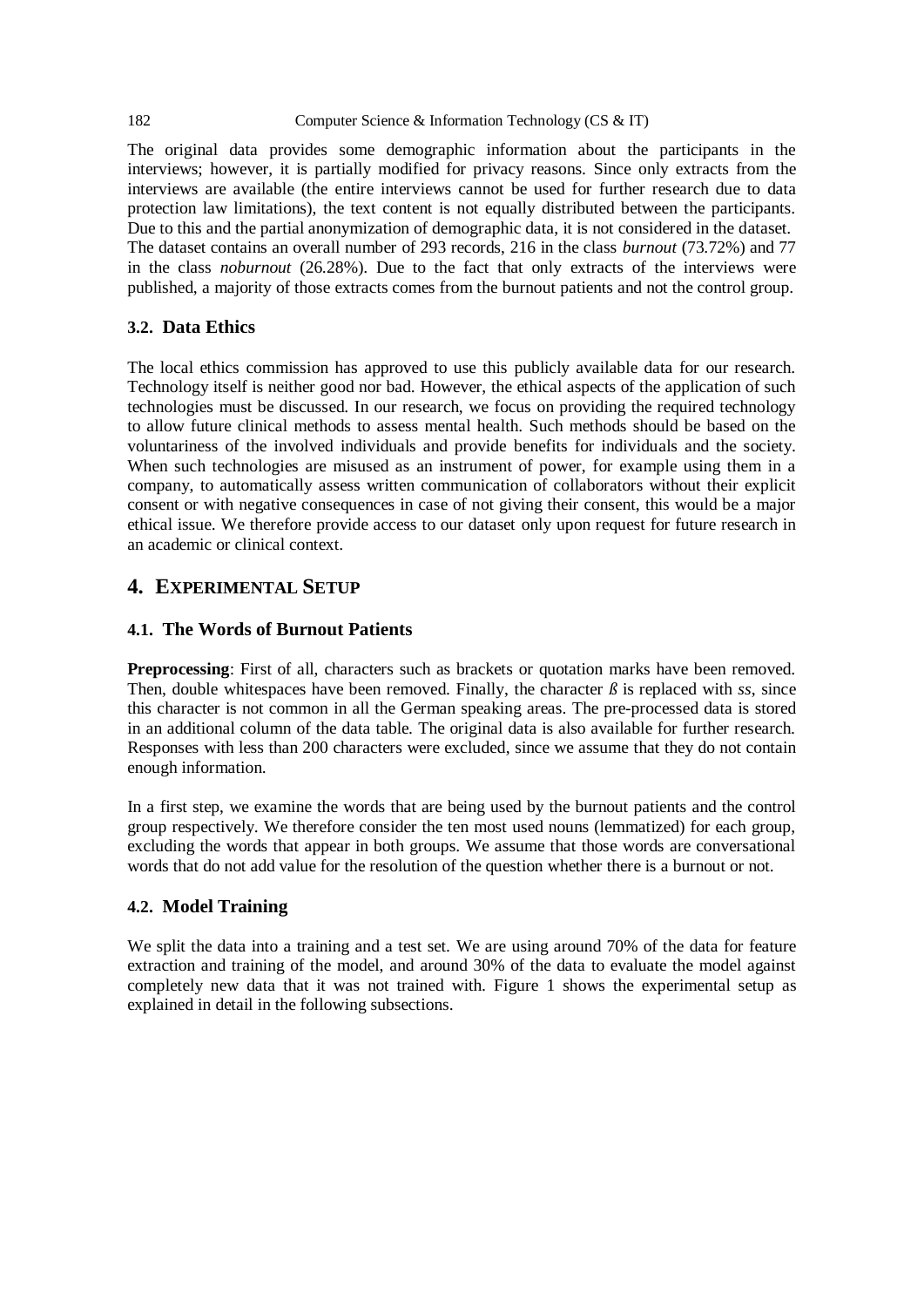The original data provides some demographic information about the participants in the interviews; however, it is partially modified for privacy reasons. Since only extracts from the interviews are available (the entire interviews cannot be used for further research due to data protection law limitations), the text content is not equally distributed between the participants. Due to this and the partial anonymization of demographic data, it is not considered in the dataset. The dataset contains an overall number of 293 records, 216 in the class *burnout* (73.72%) and 77 in the class *noburnout* (26.28%). Due to the fact that only extracts of the interviews were published, a majority of those extracts comes from the burnout patients and not the control group.

### 3.2. Data Ethics

The local ethics commission has approved to use this publicly available data for our research. Technology itself is neither good nor bad. However, the ethical aspects of the application of such technologies must be discussed. In our research, we focus on providing the required technology to allow future clinical methods to assess mental health. Such methods should be based on the voluntariness of the involved individuals and provide benefits for individuals and the society. When such technologies are misused as an instrument of power, for example using them in a company, to automatically assess written communication of collaborators without their explicit consent or with negative consequences in case of not giving their consent, this would be a major ethical issue. We therefore provide access to our dataset only upon request for future research in an academic or clinical context.

## 4. Experimental Setup

### 4.1. The Words of Burnout Patients

**Preprocessing**: First of all, characters such as brackets or quotation marks have been removed. Then, double whitespaces have been removed. Finally, the character *ß* is replaced with *ss*, since this character is not common in all the German speaking areas. The pre-processed data is stored in an additional column of the data table. The original data is also available for further research. Responses with less than 200 characters were excluded, since we assume that they do not contain enough information.

In a first step, we examine the words that are being used by the burnout patients and the control group respectively. We therefore consider the ten most used nouns (lemmatized) for each group, excluding the words that appear in both groups. We assume that those words are conversational words that do not add value for the resolution of the question whether there is a burnout or not.

### 4.2. Model Training

We split the data into a training and a test set. We are using around 70% of the data for feature extraction and training of the model, and around 30% of the data to evaluate the model against completely new data that it was not trained with. Figure 1 shows the experimental setup as explained in detail in the following subsections.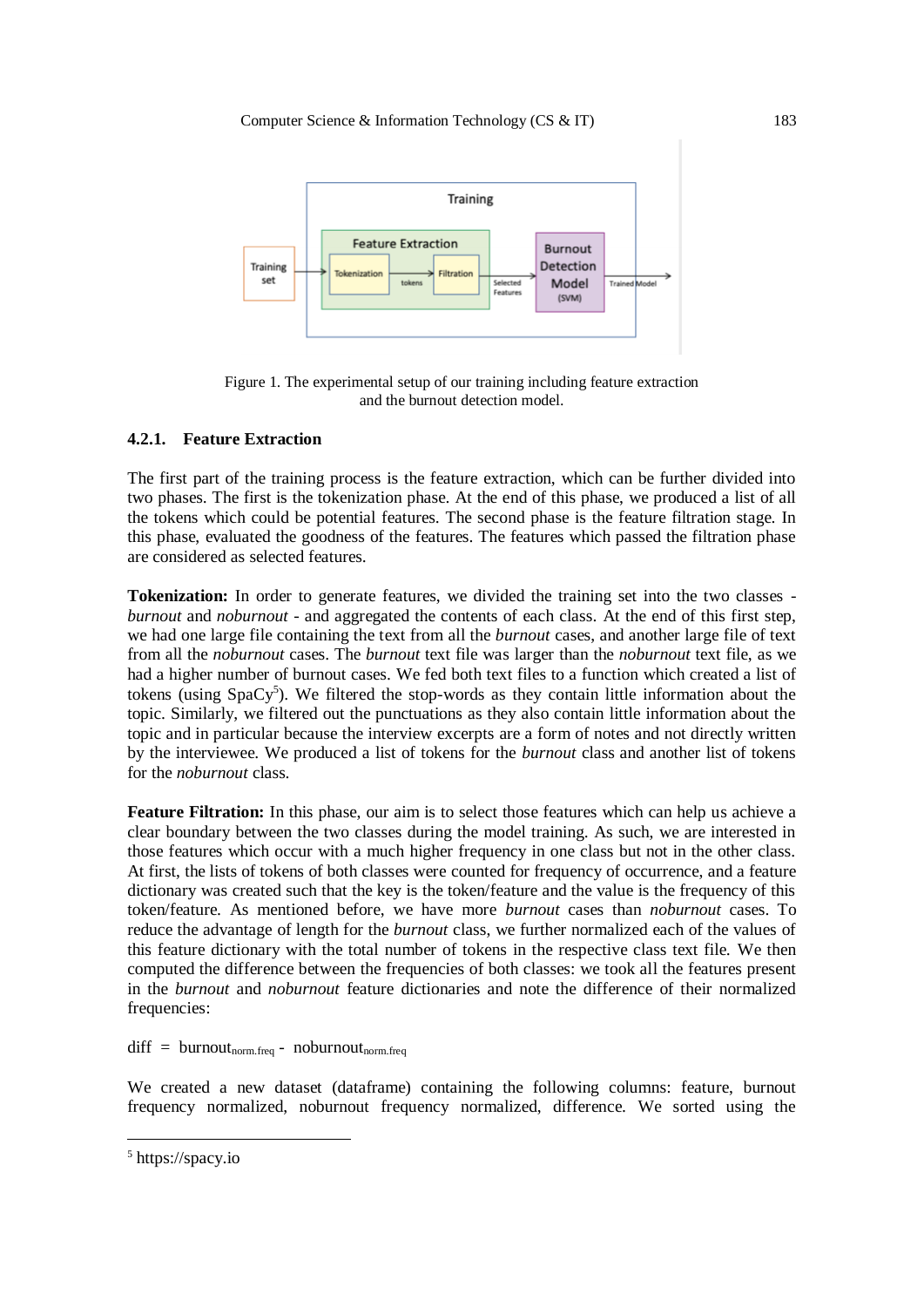Training

Training set

Feature Extraction

Tokenization

tokens

Filtration

Selected Features

Burnout Detection Model (SVM)

Trained Model

Figure 1. The experimental setup of our training including feature extraction and the burnout detection model.

### 4.2.1. Feature Extraction

The first part of the training process is the feature extraction, which can be further divided into two phases. The first is the tokenization phase. At the end of this phase, we produced a list of all the tokens which could be potential features. The second phase is the feature filtration stage. In this phase, evaluated the goodness of the features. The features which passed the filtration phase are considered as selected features.

**Tokenization:** In order to generate features, we divided the training set into the two classes - *burnout* and *noburnout* - and aggregated the contents of each class. At the end of this first step, we had one large file containing the text from all the *burnout* cases, and another large file of text from all the *noburnout* cases. The *burnout* text file was larger than the *noburnout* text file, as we had a higher number of burnout cases. We fed both text files to a function which created a list of tokens (using SpaCy[5]). We filtered the stop-words as they contain little information about the topic. Similarly, we filtered out the punctuations as they also contain little information about the topic and in particular because the interview excerpts are a form of notes and not directly written by the interviewee. We produced a list of tokens for the *burnout* class and another list of tokens for the *noburnout* class.

**Feature Filtration:** In this phase, our aim is to select those features which can help us achieve a clear boundary between the two classes during the model training. As such, we are interested in those features which occur with a much higher frequency in one class but not in the other class. At first, the lists of tokens of both classes were counted for frequency of occurrence, and a feature dictionary was created such that the key is the token/feature and the value is the frequency of this token/feature. As mentioned before, we have more *burnout* cases than *noburnout* cases. To reduce the advantage of length for the *burnout* class, we further normalized each of the values of this feature dictionary with the total number of tokens in the respective class text file. We then computed the difference between the frequencies of both classes: we took all the features present in the *burnout* and *noburnout* feature dictionaries and note the difference of their normalized frequencies:

$$\text{diff} = \text{burnout}_{\text{norm.freq}} - \text{noburnout}_{\text{norm.freq}}$$

We created a new dataset (dataframe) containing the following columns: feature, burnout frequency normalized, noburnout frequency normalized, difference. We sorted using the

[5] https://spacy.io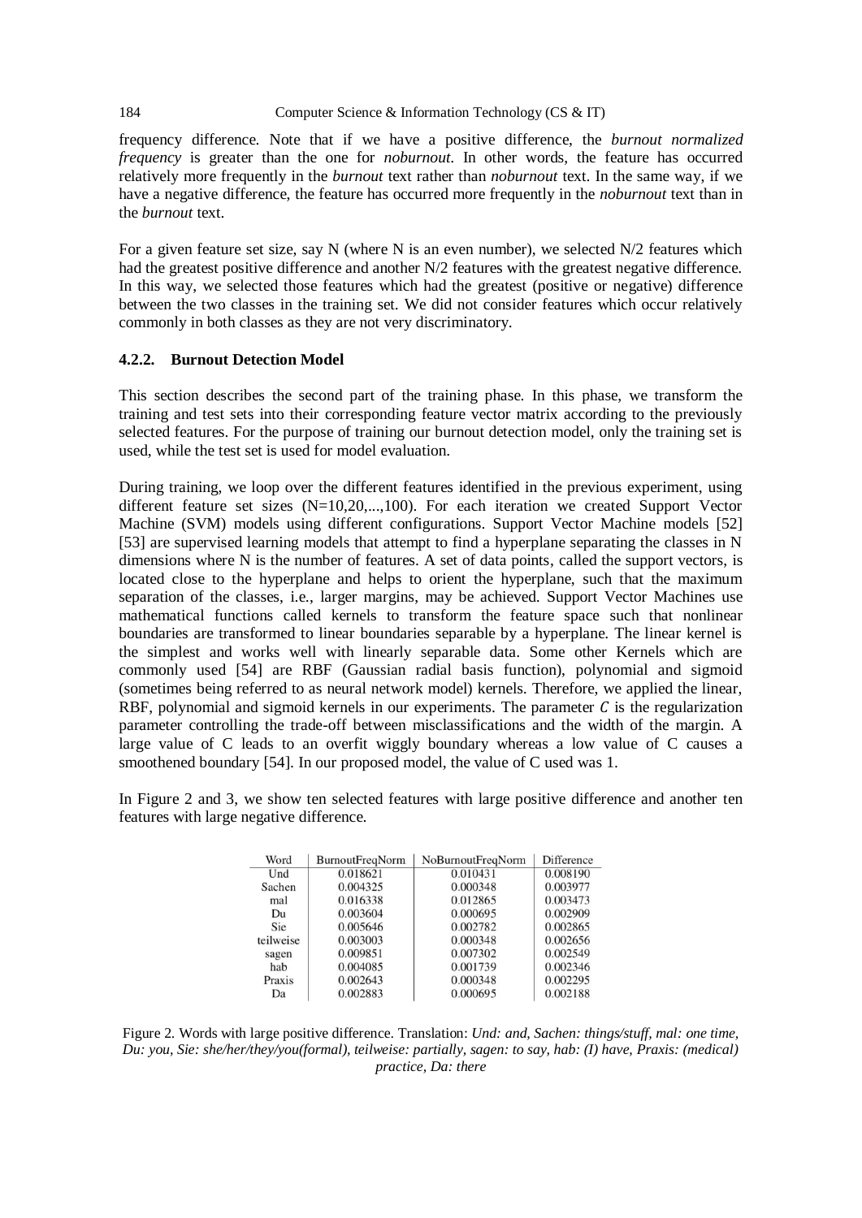frequency difference. Note that if we have a positive difference, the *burnout normalized frequency* is greater than the one for *noburnout*. In other words, the feature has occurred relatively more frequently in the *burnout* text rather than *noburnout* text. In the same way, if we have a negative difference, the feature has occurred more frequently in the *noburnout* text than in the *burnout* text.

For a given feature set size, say N (where N is an even number), we selected N/2 features which had the greatest positive difference and another N/2 features with the greatest negative difference. In this way, we selected those features which had the greatest (positive or negative) difference between the two classes in the training set. We did not consider features which occur relatively commonly in both classes as they are not very discriminatory.

### 4.2.2. Burnout Detection Model

This section describes the second part of the training phase. In this phase, we transform the training and test sets into their corresponding feature vector matrix according to the previously selected features. For the purpose of training our burnout detection model, only the training set is used, while the test set is used for model evaluation.

During training, we loop over the different features identified in the previous experiment, using different feature set sizes (N=10,20,...,100). For each iteration we created Support Vector Machine (SVM) models using different configurations. Support Vector Machine models [52] [53] are supervised learning models that attempt to find a hyperplane separating the classes in N dimensions where N is the number of features. A set of data points, called the support vectors, is located close to the hyperplane and helps to orient the hyperplane, such that the maximum separation of the classes, i.e., larger margins, may be achieved. Support Vector Machines use mathematical functions called kernels to transform the feature space such that nonlinear boundaries are transformed to linear boundaries separable by a hyperplane. The linear kernel is the simplest and works well with linearly separable data. Some other Kernels which are commonly used [54] are RBF (Gaussian radial basis function), polynomial and sigmoid (sometimes being referred to as neural network model) kernels. Therefore, we applied the linear, RBF, polynomial and sigmoid kernels in our experiments. The parameter $C$ is the regularization parameter controlling the trade-off between misclassifications and the width of the margin. A large value of C leads to an overfit wiggly boundary whereas a low value of C causes a smoothened boundary [54]. In our proposed model, the value of C used was 1.

In Figure 2 and 3, we show ten selected features with large positive difference and another ten features with large negative difference.

| Word | BurnoutFreqNorm | NoBurnoutFreqNorm | Difference |
|---|---|---|---|
| Und | 0.018621 | 0.010431 | 0.008190 |
| Sachen | 0.004325 | 0.000348 | 0.003977 |
| mal | 0.016338 | 0.012865 | 0.003473 |
| Du | 0.003604 | 0.000695 | 0.002909 |
| Sie | 0.005646 | 0.002782 | 0.002865 |
| teilweise | 0.003003 | 0.000348 | 0.002656 |
| sagen | 0.009851 | 0.007302 | 0.002549 |
| hab | 0.004085 | 0.001739 | 0.002346 |
| Praxis | 0.002643 | 0.000348 | 0.002295 |
| Da | 0.002883 | 0.000695 | 0.002188 |

Figure 2. Words with large positive difference. Translation: *Und: and, Sachen: things/stuff, mal: one time, Du: you, Sie: she/her/they/you(formal), teilweise: partially, sagen: to say, hab: (I) have, Praxis: (medical) practice, Da: there*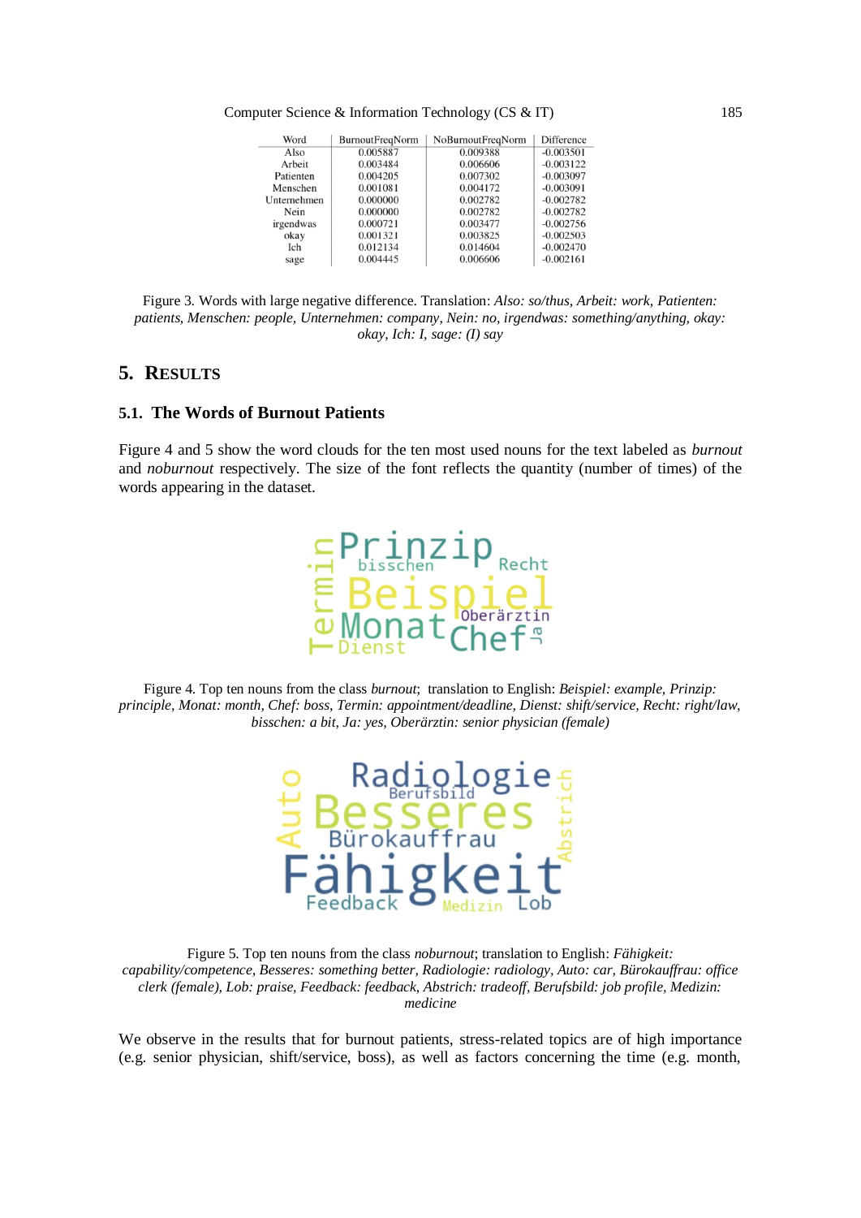| Word | BurnoutFreqNorm | NoBurnoutFreqNorm | Difference |
|---|---|---|---|
| Also | 0.005887 | 0.009388 | -0.003501 |
| Arbeit | 0.003484 | 0.006606 | -0.003122 |
| Patienten | 0.004205 | 0.007302 | -0.003097 |
| Menschen | 0.001081 | 0.004172 | -0.003091 |
| Unternehmen | 0.000000 | 0.002782 | -0.002782 |
| Nein | 0.000000 | 0.002782 | -0.002782 |
| irgendwas | 0.000721 | 0.003477 | -0.002756 |
| okay | 0.001321 | 0.003825 | -0.002503 |
| Ich | 0.012134 | 0.014604 | -0.002470 |
| sage | 0.004445 | 0.006606 | -0.002161 |

Figure 3. Words with large negative difference. Translation: *Also: so/thus, Arbeit: work, Patienten: patients, Menschen: people, Unternehmen: company, Nein: no, irgendwas: something/anything, okay: okay, Ich: I, sage: (I) say*

## 5. RESULTS

### 5.1. The Words of Burnout Patients

Figure 4 and 5 show the word clouds for the ten most used nouns for the text labeled as *burnout* and *noburnout* respectively. The size of the font reflects the quantity (number of times) of the words appearing in the dataset.

Prinzip
bisschen
Recht
Termin
Beispiel
Oberärztin
Monat
Chef
Ja
Dienst

Figure 4. Top ten nouns from the class *burnout*; translation to English: *Beispiel: example, Prinzip: principle, Monat: month, Chef: boss, Termin: appointment/deadline, Dienst: shift/service, Recht: right/law, bisschen: a bit, Ja: yes, Oberärztin: senior physician (female)*

Radiologie
Berufsbild
Auto
Besseres
Abstrich
Bürokauffrau
Fähigkeit
Feedback
Medizin
Lob

Figure 5. Top ten nouns from the class *noburnout*; translation to English: *Fähigkeit: capability/competence, Besseres: something better, Radiologie: radiology, Auto: car, Bürokauffrau: office clerk (female), Lob: praise, Feedback: feedback, Abstrich: tradeoff, Berufsbild: job profile, Medizin: medicine*

We observe in the results that for burnout patients, stress-related topics are of high importance (e.g. senior physician, shift/service, boss), as well as factors concerning the time (e.g. month,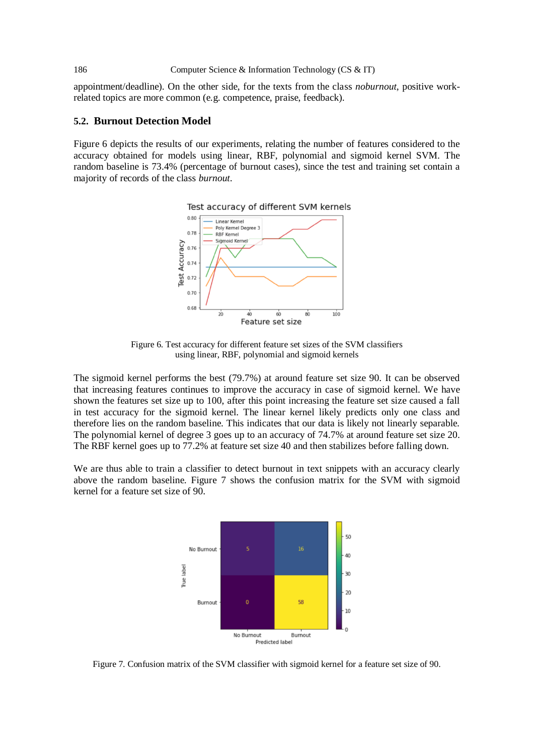appointment/deadline). On the other side, for the texts from the class *noburnout*, positive work-related topics are more common (e.g. competence, praise, feedback).

## 5.2. Burnout Detection Model

Figure 6 depicts the results of our experiments, relating the number of features considered to the accuracy obtained for models using linear, RBF, polynomial and sigmoid kernel SVM. The random baseline is 73.4% (percentage of burnout cases), since the test and training set contain a majority of records of the class *burnout*.

Test accuracy of different SVM kernels

Test Accuracy

0.80
0.78
0.76
0.74
0.72
0.70
0.68

20
40
60
80
100

Feature set size

Linear Kernel
Poly Kernel Degree 3
RBF Kernel
Sigmoid Kernel

Figure 6. Test accuracy for different feature set sizes of the SVM classifiers using linear, RBF, polynomial and sigmoid kernels

The sigmoid kernel performs the best (79.7%) at around feature set size 90. It can be observed that increasing features continues to improve the accuracy in case of sigmoid kernel. We have shown the features set size up to 100, after this point increasing the feature set size caused a fall in test accuracy for the sigmoid kernel. The linear kernel likely predicts only one class and therefore lies on the random baseline. This indicates that our data is likely not linearly separable. The polynomial kernel of degree 3 goes up to an accuracy of 74.7% at around feature set size 20. The RBF kernel goes up to 77.2% at feature set size 40 and then stabilizes before falling down.

We are thus able to train a classifier to detect burnout in text snippets with an accuracy clearly above the random baseline. Figure 7 shows the confusion matrix for the SVM with sigmoid kernel for a feature set size of 90.

True label

No Burnout
Burnout

5
16
0
58

No Burnout
Burnout

Predicted label

50
40
30
20
10
0

Figure 7. Confusion matrix of the SVM classifier with sigmoid kernel for a feature set size of 90.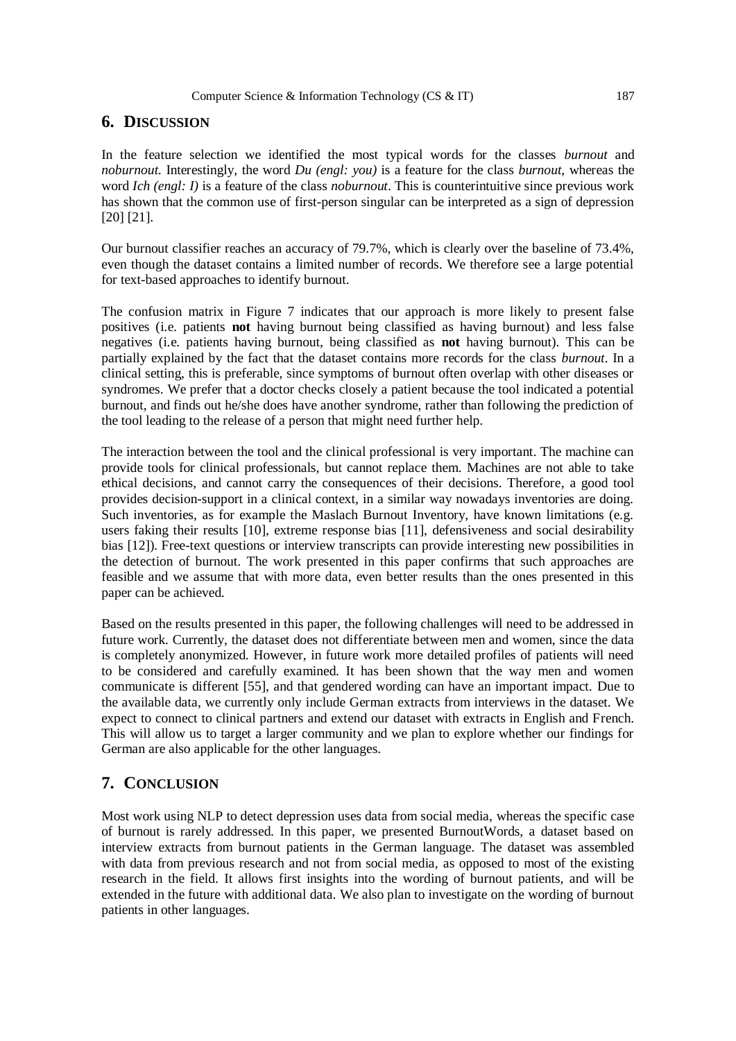## 6. DISCUSSION

In the feature selection we identified the most typical words for the classes *burnout* and *noburnout*. Interestingly, the word *Du (engl: you)* is a feature for the class *burnout*, whereas the word *Ich (engl: I)* is a feature of the class *noburnout*. This is counterintuitive since previous work has shown that the common use of first-person singular can be interpreted as a sign of depression [20] [21].

Our burnout classifier reaches an accuracy of 79.7%, which is clearly over the baseline of 73.4%, even though the dataset contains a limited number of records. We therefore see a large potential for text-based approaches to identify burnout.

The confusion matrix in Figure 7 indicates that our approach is more likely to present false positives (i.e. patients **not** having burnout being classified as having burnout) and less false negatives (i.e. patients having burnout, being classified as **not** having burnout). This can be partially explained by the fact that the dataset contains more records for the class *burnout*. In a clinical setting, this is preferable, since symptoms of burnout often overlap with other diseases or syndromes. We prefer that a doctor checks closely a patient because the tool indicated a potential burnout, and finds out he/she does have another syndrome, rather than following the prediction of the tool leading to the release of a person that might need further help.

The interaction between the tool and the clinical professional is very important. The machine can provide tools for clinical professionals, but cannot replace them. Machines are not able to take ethical decisions, and cannot carry the consequences of their decisions. Therefore, a good tool provides decision-support in a clinical context, in a similar way nowadays inventories are doing. Such inventories, as for example the Maslach Burnout Inventory, have known limitations (e.g. users faking their results [10], extreme response bias [11], defensiveness and social desirability bias [12]). Free-text questions or interview transcripts can provide interesting new possibilities in the detection of burnout. The work presented in this paper confirms that such approaches are feasible and we assume that with more data, even better results than the ones presented in this paper can be achieved.

Based on the results presented in this paper, the following challenges will need to be addressed in future work. Currently, the dataset does not differentiate between men and women, since the data is completely anonymized. However, in future work more detailed profiles of patients will need to be considered and carefully examined. It has been shown that the way men and women communicate is different [55], and that gendered wording can have an important impact. Due to the available data, we currently only include German extracts from interviews in the dataset. We expect to connect to clinical partners and extend our dataset with extracts in English and French. This will allow us to target a larger community and we plan to explore whether our findings for German are also applicable for the other languages.

## 7. CONCLUSION

Most work using NLP to detect depression uses data from social media, whereas the specific case of burnout is rarely addressed. In this paper, we presented BurnoutWords, a dataset based on interview extracts from burnout patients in the German language. The dataset was assembled with data from previous research and not from social media, as opposed to most of the existing research in the field. It allows first insights into the wording of burnout patients, and will be extended in the future with additional data. We also plan to investigate on the wording of burnout patients in other languages.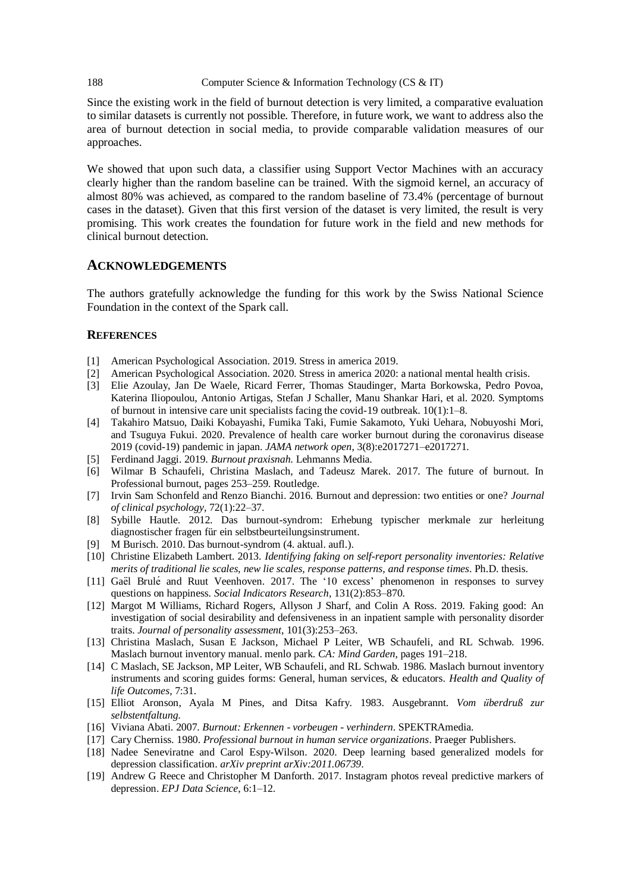Since the existing work in the field of burnout detection is very limited, a comparative evaluation to similar datasets is currently not possible. Therefore, in future work, we want to address also the area of burnout detection in social media, to provide comparable validation measures of our approaches.

We showed that upon such data, a classifier using Support Vector Machines with an accuracy clearly higher than the random baseline can be trained. With the sigmoid kernel, an accuracy of almost 80% was achieved, as compared to the random baseline of 73.4% (percentage of burnout cases in the dataset). Given that this first version of the dataset is very limited, the result is very promising. This work creates the foundation for future work in the field and new methods for clinical burnout detection.

## ACKNOWLEDGEMENTS

The authors gratefully acknowledge the funding for this work by the Swiss National Science Foundation in the context of the Spark call.

## REFERENCES

[1] American Psychological Association. 2019. Stress in america 2019.

[2] American Psychological Association. 2020. Stress in america 2020: a national mental health crisis.

[3] Elie Azoulay, Jan De Waele, Ricard Ferrer, Thomas Staudinger, Marta Borkowska, Pedro Povoa, Katerina Iliopoulou, Antonio Artigas, Stefan J Schaller, Manu Shankar Hari, et al. 2020. Symptoms of burnout in intensive care unit specialists facing the covid-19 outbreak. 10(1):1–8.

[4] Takahiro Matsuo, Daiki Kobayashi, Fumika Taki, Fumie Sakamoto, Yuki Uehara, Nobuyoshi Mori, and Tsuguya Fukui. 2020. Prevalence of health care worker burnout during the coronavirus disease 2019 (covid-19) pandemic in japan. *JAMA network open*, 3(8):e2017271–e2017271.

[5] Ferdinand Jaggi. 2019. *Burnout praxisnah*. Lehmanns Media.

[6] Wilmar B Schaufeli, Christina Maslach, and Tadeusz Marek. 2017. The future of burnout. In Professional burnout, pages 253–259. Routledge.

[7] Irvin Sam Schonfeld and Renzo Bianchi. 2016. Burnout and depression: two entities or one? *Journal of clinical psychology*, 72(1):22–37.

[8] Sybille Hautle. 2012. Das burnout-syndrom: Erhebung typischer merkmale zur herleitung diagnostischer fragen für ein selbstbeurteilungsinstrument.

[9] M Burisch. 2010. Das burnout-syndrom (4. aktual. aufl.).

[10] Christine Elizabeth Lambert. 2013. *Identifying faking on self-report personality inventories: Relative merits of traditional lie scales, new lie scales, response patterns, and response times*. Ph.D. thesis.

[11] Gaël Brulé and Ruut Veenhoven. 2017. The '10 excess' phenomenon in responses to survey questions on happiness. *Social Indicators Research*, 131(2):853–870.

[12] Margot M Williams, Richard Rogers, Allyson J Sharf, and Colin A Ross. 2019. Faking good: An investigation of social desirability and defensiveness in an inpatient sample with personality disorder traits. *Journal of personality assessment*, 101(3):253–263.

[13] Christina Maslach, Susan E Jackson, Michael P Leiter, WB Schaufeli, and RL Schwab. 1996. Maslach burnout inventory manual. menlo park. *CA: Mind Garden*, pages 191–218.

[14] C Maslach, SE Jackson, MP Leiter, WB Schaufeli, and RL Schwab. 1986. Maslach burnout inventory instruments and scoring guides forms: General, human services, & educators. *Health and Quality of life Outcomes*, 7:31.

[15] Elliot Aronson, Ayala M Pines, and Ditsa Kafry. 1983. Ausgebrannt. *Vom überdruß zur selbstentfaltung*.

[16] Viviana Abati. 2007. *Burnout: Erkennen - vorbeugen - verhindern*. SPEKTRAmedia.

[17] Cary Cherniss. 1980. *Professional burnout in human service organizations*. Praeger Publishers.

[18] Nadee Seneviratne and Carol Espy-Wilson. 2020. Deep learning based generalized models for depression classification. *arXiv preprint arXiv:2011.06739*.

[19] Andrew G Reece and Christopher M Danforth. 2017. Instagram photos reveal predictive markers of depression. *EPJ Data Science*, 6:1–12.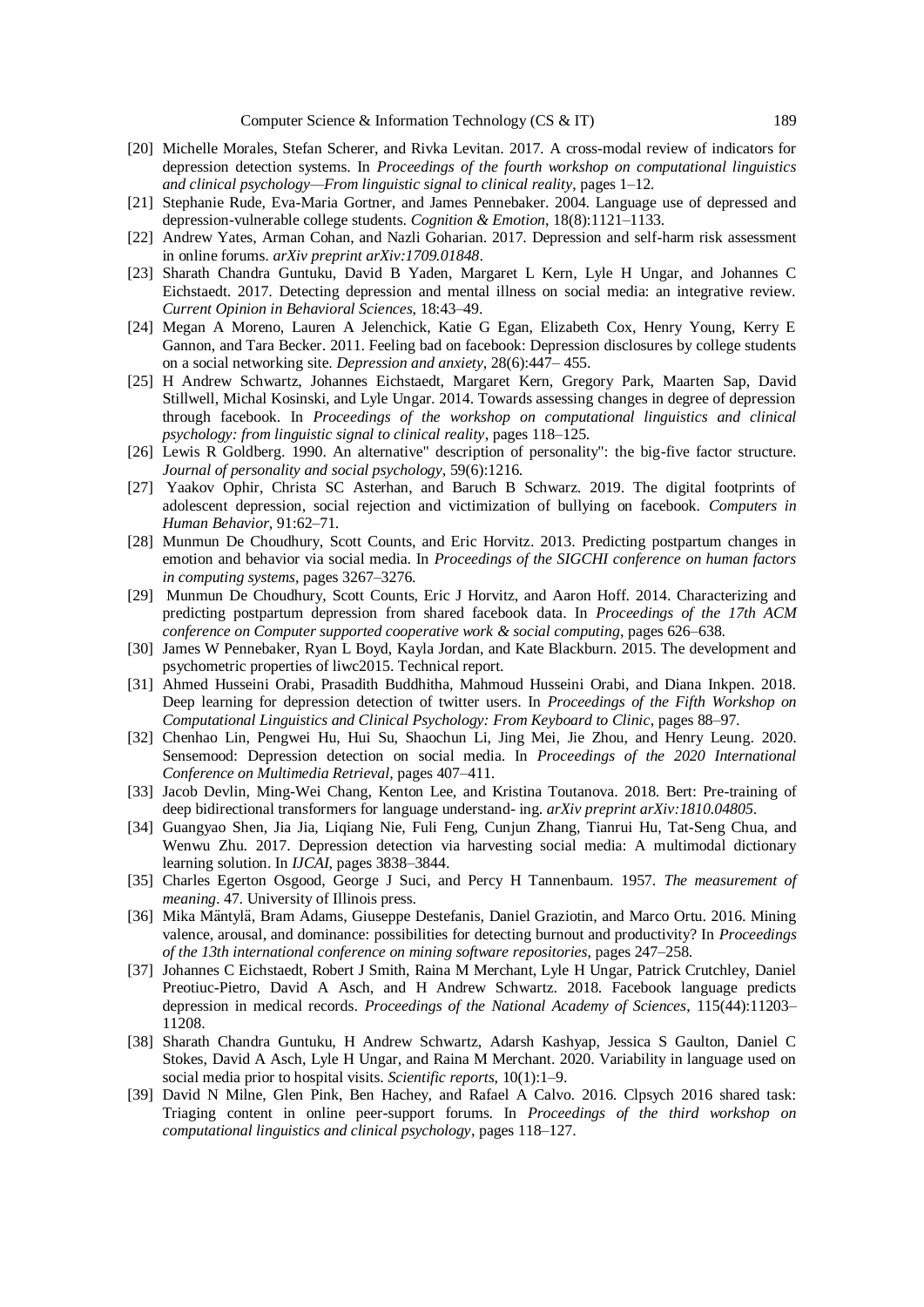[20] Michelle Morales, Stefan Scherer, and Rivka Levitan. 2017. A cross-modal review of indicators for depression detection systems. In *Proceedings of the fourth workshop on computational linguistics and clinical psychology—From linguistic signal to clinical reality*, pages 1–12.

[21] Stephanie Rude, Eva-Maria Gortner, and James Pennebaker. 2004. Language use of depressed and depression-vulnerable college students. *Cognition & Emotion*, 18(8):1121–1133.

[22] Andrew Yates, Arman Cohan, and Nazli Goharian. 2017. Depression and self-harm risk assessment in online forums. *arXiv preprint arXiv:1709.01848*.

[23] Sharath Chandra Guntuku, David B Yaden, Margaret L Kern, Lyle H Ungar, and Johannes C Eichstaedt. 2017. Detecting depression and mental illness on social media: an integrative review. *Current Opinion in Behavioral Sciences*, 18:43–49.

[24] Megan A Moreno, Lauren A Jelenchick, Katie G Egan, Elizabeth Cox, Henry Young, Kerry E Gannon, and Tara Becker. 2011. Feeling bad on facebook: Depression disclosures by college students on a social networking site. *Depression and anxiety*, 28(6):447– 455.

[25] H Andrew Schwartz, Johannes Eichstaedt, Margaret Kern, Gregory Park, Maarten Sap, David Stillwell, Michal Kosinski, and Lyle Ungar. 2014. Towards assessing changes in degree of depression through facebook. In *Proceedings of the workshop on computational linguistics and clinical psychology: from linguistic signal to clinical reality*, pages 118–125.

[26] Lewis R Goldberg. 1990. An alternative" description of personality": the big-five factor structure. *Journal of personality and social psychology*, 59(6):1216.

[27] Yaakov Ophir, Christa SC Asterhan, and Baruch B Schwarz. 2019. The digital footprints of adolescent depression, social rejection and victimization of bullying on facebook. *Computers in Human Behavior*, 91:62–71.

[28] Munmun De Choudhury, Scott Counts, and Eric Horvitz. 2013. Predicting postpartum changes in emotion and behavior via social media. In *Proceedings of the SIGCHI conference on human factors in computing systems*, pages 3267–3276.

[29] Munmun De Choudhury, Scott Counts, Eric J Horvitz, and Aaron Hoff. 2014. Characterizing and predicting postpartum depression from shared facebook data. In *Proceedings of the 17th ACM conference on Computer supported cooperative work & social computing*, pages 626–638.

[30] James W Pennebaker, Ryan L Boyd, Kayla Jordan, and Kate Blackburn. 2015. The development and psychometric properties of liwc2015. Technical report.

[31] Ahmed Husseini Orabi, Prasadith Buddhitha, Mahmoud Husseini Orabi, and Diana Inkpen. 2018. Deep learning for depression detection of twitter users. In *Proceedings of the Fifth Workshop on Computational Linguistics and Clinical Psychology: From Keyboard to Clinic*, pages 88–97.

[32] Chenhao Lin, Pengwei Hu, Hui Su, Shaochun Li, Jing Mei, Jie Zhou, and Henry Leung. 2020. Sensemood: Depression detection on social media. In *Proceedings of the 2020 International Conference on Multimedia Retrieval*, pages 407–411.

[33] Jacob Devlin, Ming-Wei Chang, Kenton Lee, and Kristina Toutanova. 2018. Bert: Pre-training of deep bidirectional transformers for language understand- ing. *arXiv preprint arXiv:1810.04805*.

[34] Guangyao Shen, Jia Jia, Liqiang Nie, Fuli Feng, Cunjun Zhang, Tianrui Hu, Tat-Seng Chua, and Wenwu Zhu. 2017. Depression detection via harvesting social media: A multimodal dictionary learning solution. In *IJCAI*, pages 3838–3844.

[35] Charles Egerton Osgood, George J Suci, and Percy H Tannenbaum. 1957. *The measurement of meaning*. 47. University of Illinois press.

[36] Mika Mäntylä, Bram Adams, Giuseppe Destefanis, Daniel Graziotin, and Marco Ortu. 2016. Mining valence, arousal, and dominance: possibilities for detecting burnout and productivity? In *Proceedings of the 13th international conference on mining software repositories*, pages 247–258.

[37] Johannes C Eichstaedt, Robert J Smith, Raina M Merchant, Lyle H Ungar, Patrick Crutchley, Daniel Preotiuc-Pietro, David A Asch, and H Andrew Schwartz. 2018. Facebook language predicts depression in medical records. *Proceedings of the National Academy of Sciences*, 115(44):11203–11208.

[38] Sharath Chandra Guntuku, H Andrew Schwartz, Adarsh Kashyap, Jessica S Gaulton, Daniel C Stokes, David A Asch, Lyle H Ungar, and Raina M Merchant. 2020. Variability in language used on social media prior to hospital visits. *Scientific reports*, 10(1):1–9.

[39] David N Milne, Glen Pink, Ben Hachey, and Rafael A Calvo. 2016. Clpsych 2016 shared task: Triaging content in online peer-support forums. In *Proceedings of the third workshop on computational linguistics and clinical psychology*, pages 118–127.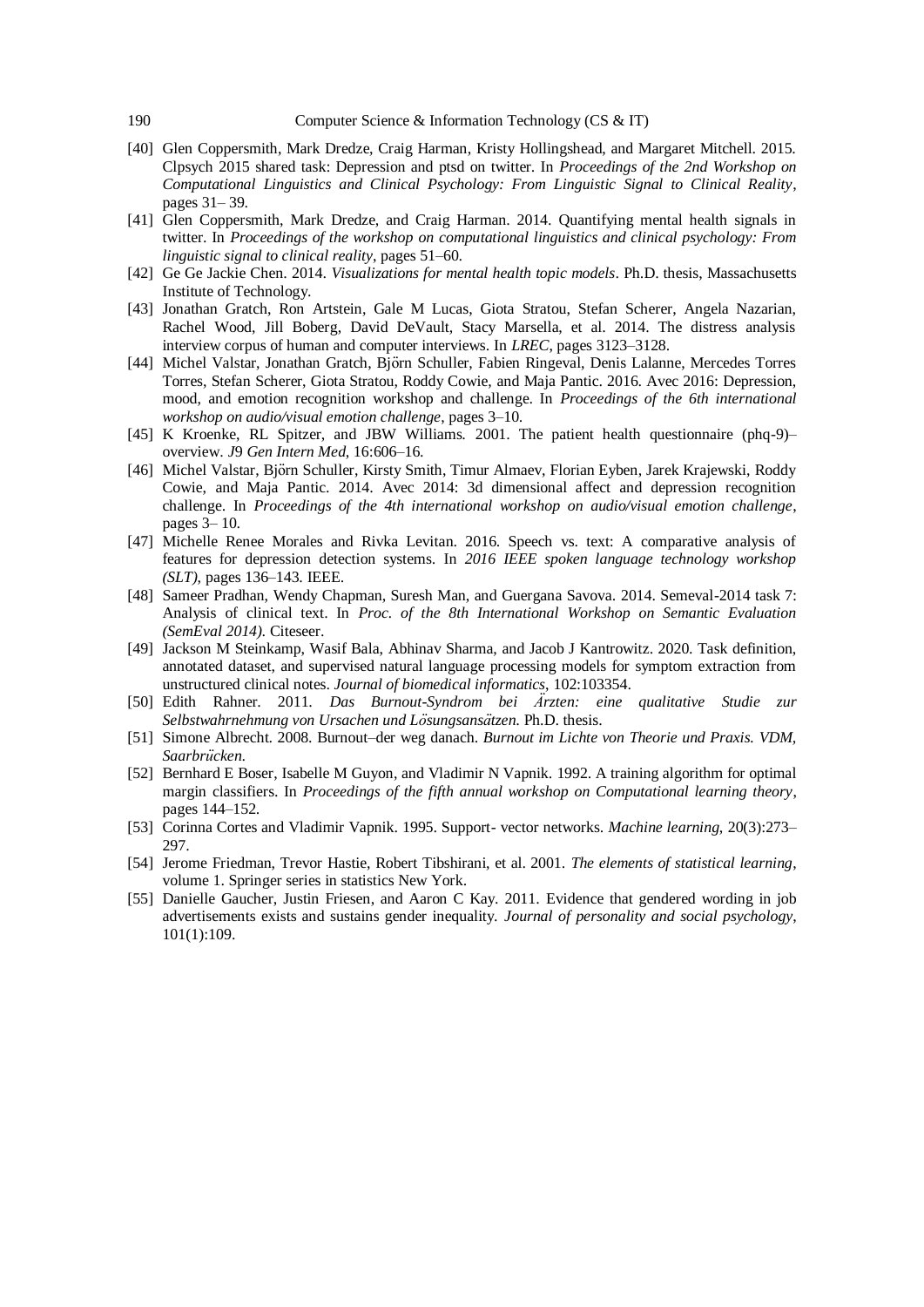[40] Glen Coppersmith, Mark Dredze, Craig Harman, Kristy Hollingshead, and Margaret Mitchell. 2015. Clpsych 2015 shared task: Depression and ptsd on twitter. In *Proceedings of the 2nd Workshop on Computational Linguistics and Clinical Psychology: From Linguistic Signal to Clinical Reality*, pages 31– 39.

[41] Glen Coppersmith, Mark Dredze, and Craig Harman. 2014. Quantifying mental health signals in twitter. In *Proceedings of the workshop on computational linguistics and clinical psychology: From linguistic signal to clinical reality*, pages 51–60.

[42] Ge Ge Jackie Chen. 2014. *Visualizations for mental health topic models*. Ph.D. thesis, Massachusetts Institute of Technology.

[43] Jonathan Gratch, Ron Artstein, Gale M Lucas, Giota Stratou, Stefan Scherer, Angela Nazarian, Rachel Wood, Jill Boberg, David DeVault, Stacy Marsella, et al. 2014. The distress analysis interview corpus of human and computer interviews. In *LREC*, pages 3123–3128.

[44] Michel Valstar, Jonathan Gratch, Björn Schuller, Fabien Ringeval, Denis Lalanne, Mercedes Torres Torres, Stefan Scherer, Giota Stratou, Roddy Cowie, and Maja Pantic. 2016. Avec 2016: Depression, mood, and emotion recognition workshop and challenge. In *Proceedings of the 6th international workshop on audio/visual emotion challenge*, pages 3–10.

[45] K Kroenke, RL Spitzer, and JBW Williams. 2001. The patient health questionnaire (phq-9)–overview. *J*9 *Gen Intern Med*, 16:606–16.

[46] Michel Valstar, Björn Schuller, Kirsty Smith, Timur Almaev, Florian Eyben, Jarek Krajewski, Roddy Cowie, and Maja Pantic. 2014. Avec 2014: 3d dimensional affect and depression recognition challenge. In *Proceedings of the 4th international workshop on audio/visual emotion challenge*, pages 3– 10.

[47] Michelle Renee Morales and Rivka Levitan. 2016. Speech vs. text: A comparative analysis of features for depression detection systems. In *2016 IEEE spoken language technology workshop (SLT)*, pages 136–143. IEEE.

[48] Sameer Pradhan, Wendy Chapman, Suresh Man, and Guergana Savova. 2014. Semeval-2014 task 7: Analysis of clinical text. In *Proc. of the 8th International Workshop on Semantic Evaluation (SemEval 2014)*. Citeseer.

[49] Jackson M Steinkamp, Wasif Bala, Abhinav Sharma, and Jacob J Kantrowitz. 2020. Task definition, annotated dataset, and supervised natural language processing models for symptom extraction from unstructured clinical notes. *Journal of biomedical informatics*, 102:103354.

[50] Edith Rahner. 2011. *Das Burnout-Syndrom bei Ärzten: eine qualitative Studie zur Selbstwahrnehmung von Ursachen und Lösungsansätzen.* Ph.D. thesis.

[51] Simone Albrecht. 2008. Burnout–der weg danach. *Burnout im Lichte von Theorie und Praxis. VDM, Saarbrücken.*

[52] Bernhard E Boser, Isabelle M Guyon, and Vladimir N Vapnik. 1992. A training algorithm for optimal margin classifiers. In *Proceedings of the fifth annual workshop on Computational learning theory*, pages 144–152.

[53] Corinna Cortes and Vladimir Vapnik. 1995. Support- vector networks. *Machine learning*, 20(3):273–297.

[54] Jerome Friedman, Trevor Hastie, Robert Tibshirani, et al. 2001. *The elements of statistical learning*, volume 1. Springer series in statistics New York.

[55] Danielle Gaucher, Justin Friesen, and Aaron C Kay. 2011. Evidence that gendered wording in job advertisements exists and sustains gender inequality. *Journal of personality and social psychology*, 101(1):109.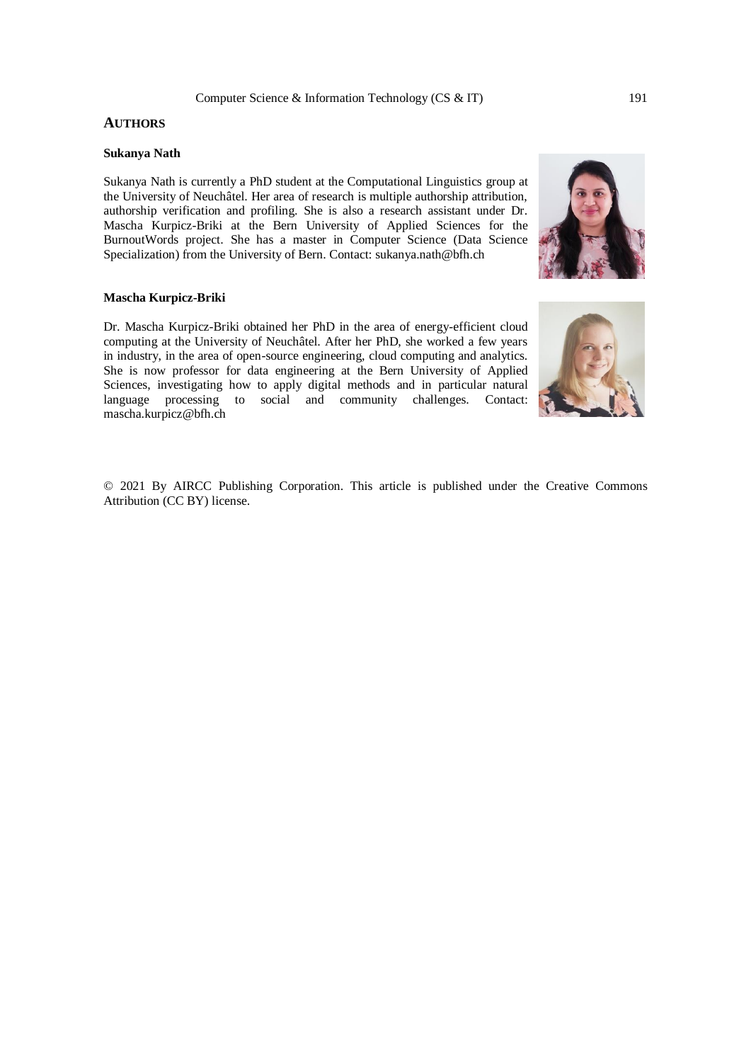## AUTHORS

### Sukanya Nath

Sukanya Nath is currently a PhD student at the Computational Linguistics group at the University of Neuchâtel. Her area of research is multiple authorship attribution, authorship verification and profiling. She is also a research assistant under Dr. Mascha Kurpicz-Briki at the Bern University of Applied Sciences for the BurnoutWords project. She has a master in Computer Science (Data Science Specialization) from the University of Bern. Contact: sukanya.nath@bfh.ch

### Mascha Kurpicz-Briki

Dr. Mascha Kurpicz-Briki obtained her PhD in the area of energy-efficient cloud computing at the University of Neuchâtel. After her PhD, she worked a few years in industry, in the area of open-source engineering, cloud computing and analytics. She is now professor for data engineering at the Bern University of Applied Sciences, investigating how to apply digital methods and in particular natural language processing to social and community challenges. Contact: mascha.kurpicz@bfh.ch

© 2021 By AIRCC Publishing Corporation. This article is published under the Creative Commons Attribution (CC BY) license.